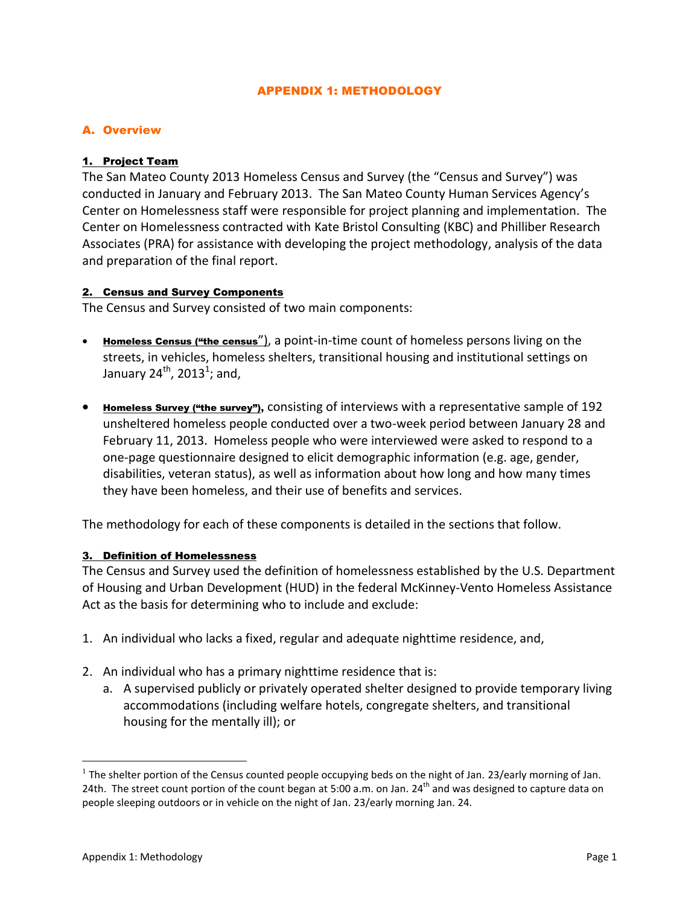# APPENDIX 1: METHODOLOGY

## A. Overview

### 1. Project Team

The San Mateo County 2013 Homeless Census and Survey (the "Census and Survey") was conducted in January and February 2013. The San Mateo County Human Services Agency's Center on Homelessness staff were responsible for project planning and implementation. The Center on Homelessness contracted with Kate Bristol Consulting (KBC) and Philliber Research Associates (PRA) for assistance with developing the project methodology, analysis of the data and preparation of the final report.

### 2. Census and Survey Components

The Census and Survey consisted of two main components:

- **Homeless Census ("the census")**, a point-in-time count of homeless persons living on the streets, in vehicles, homeless shelters, transitional housing and institutional settings on January 24th, 2013[1]; and,
- **Homeless Survey ("the survey"),** consisting of interviews with a representative sample of 192 unsheltered homeless people conducted over a two-week period between January 28 and February 11, 2013. Homeless people who were interviewed were asked to respond to a one-page questionnaire designed to elicit demographic information (e.g. age, gender, disabilities, veteran status), as well as information about how long and how many times they have been homeless, and their use of benefits and services.

The methodology for each of these components is detailed in the sections that follow.

### 3. Definition of Homelessness

The Census and Survey used the definition of homelessness established by the U.S. Department of Housing and Urban Development (HUD) in the federal McKinney-Vento Homeless Assistance Act as the basis for determining who to include and exclude:

1. An individual who lacks a fixed, regular and adequate nighttime residence, and,
2. An individual who has a primary nighttime residence that is:
   a. A supervised publicly or privately operated shelter designed to provide temporary living accommodations (including welfare hotels, congregate shelters, and transitional housing for the mentally ill); or

[1] The shelter portion of the Census counted people occupying beds on the night of Jan. 23/early morning of Jan. 24th. The street count portion of the count began at 5:00 a.m. on Jan. 24th and was designed to capture data on people sleeping outdoors or in vehicle on the night of Jan. 23/early morning Jan. 24.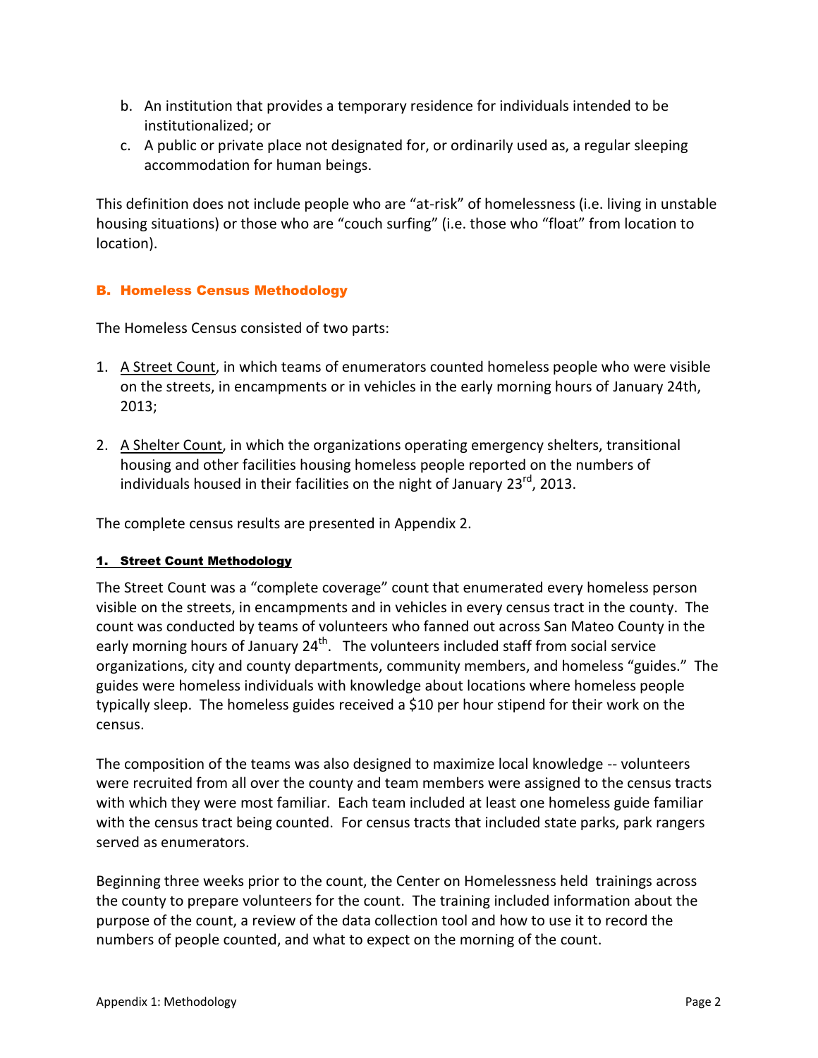b. An institution that provides a temporary residence for individuals intended to be institutionalized; or
c. A public or private place not designated for, or ordinarily used as, a regular sleeping accommodation for human beings.

This definition does not include people who are "at-risk" of homelessness (i.e. living in unstable housing situations) or those who are "couch surfing" (i.e. those who "float" from location to location).

## B. Homeless Census Methodology

The Homeless Census consisted of two parts:

1. A Street Count, in which teams of enumerators counted homeless people who were visible on the streets, in encampments or in vehicles in the early morning hours of January 24th, 2013;

2. A Shelter Count, in which the organizations operating emergency shelters, transitional housing and other facilities housing homeless people reported on the numbers of individuals housed in their facilities on the night of January 23rd, 2013.

The complete census results are presented in Appendix 2.

### 1. Street Count Methodology

The Street Count was a "complete coverage" count that enumerated every homeless person visible on the streets, in encampments and in vehicles in every census tract in the county. The count was conducted by teams of volunteers who fanned out across San Mateo County in the early morning hours of January 24th. The volunteers included staff from social service organizations, city and county departments, community members, and homeless "guides." The guides were homeless individuals with knowledge about locations where homeless people typically sleep. The homeless guides received a $10 per hour stipend for their work on the census.

The composition of the teams was also designed to maximize local knowledge -- volunteers were recruited from all over the county and team members were assigned to the census tracts with which they were most familiar. Each team included at least one homeless guide familiar with the census tract being counted. For census tracts that included state parks, park rangers served as enumerators.

Beginning three weeks prior to the count, the Center on Homelessness held trainings across the county to prepare volunteers for the count. The training included information about the purpose of the count, a review of the data collection tool and how to use it to record the numbers of people counted, and what to expect on the morning of the count.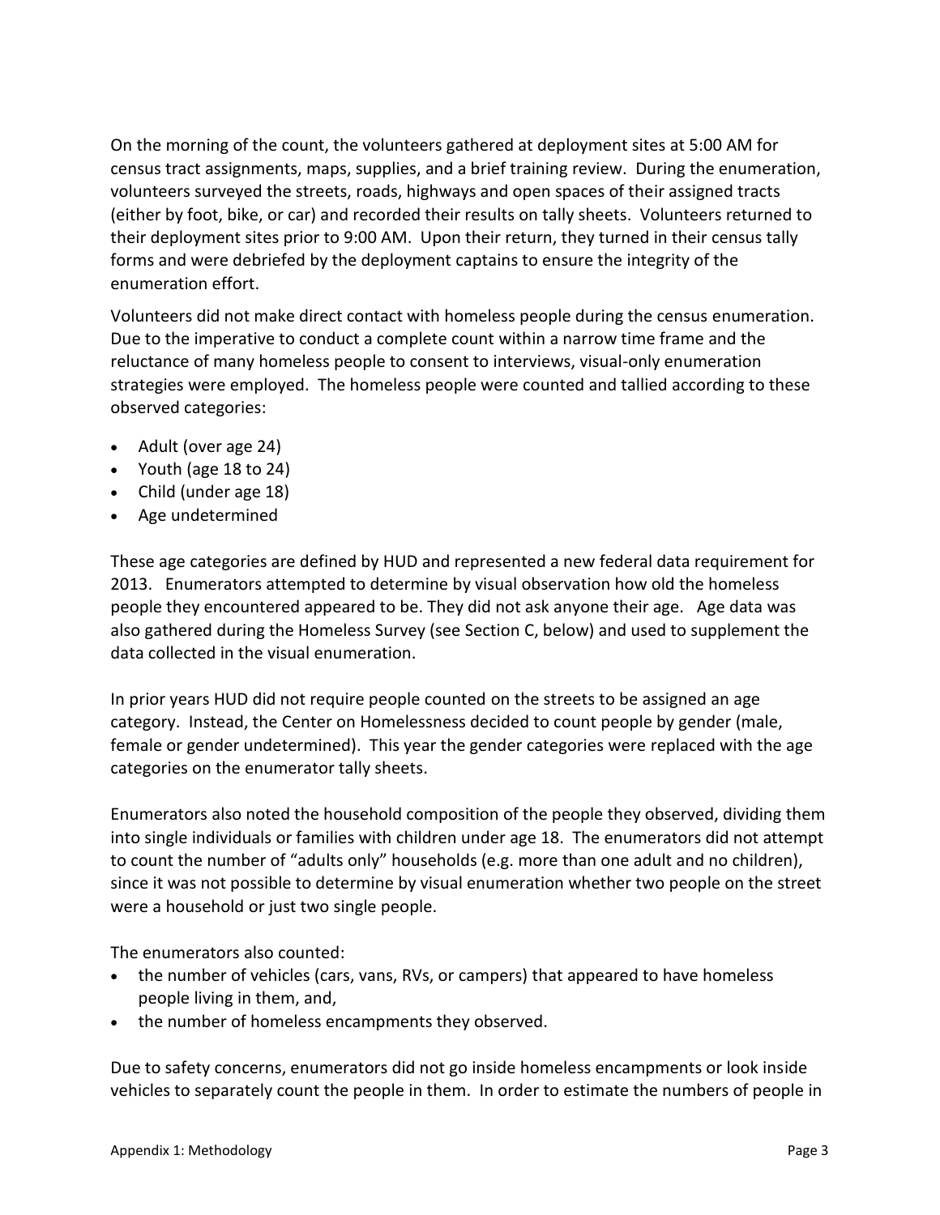On the morning of the count, the volunteers gathered at deployment sites at 5:00 AM for census tract assignments, maps, supplies, and a brief training review. During the enumeration, volunteers surveyed the streets, roads, highways and open spaces of their assigned tracts (either by foot, bike, or car) and recorded their results on tally sheets. Volunteers returned to their deployment sites prior to 9:00 AM. Upon their return, they turned in their census tally forms and were debriefed by the deployment captains to ensure the integrity of the enumeration effort.

Volunteers did not make direct contact with homeless people during the census enumeration. Due to the imperative to conduct a complete count within a narrow time frame and the reluctance of many homeless people to consent to interviews, visual-only enumeration strategies were employed. The homeless people were counted and tallied according to these observed categories:

- Adult (over age 24)
- Youth (age 18 to 24)
- Child (under age 18)
- Age undetermined

These age categories are defined by HUD and represented a new federal data requirement for 2013. Enumerators attempted to determine by visual observation how old the homeless people they encountered appeared to be. They did not ask anyone their age. Age data was also gathered during the Homeless Survey (see Section C, below) and used to supplement the data collected in the visual enumeration.

In prior years HUD did not require people counted on the streets to be assigned an age category. Instead, the Center on Homelessness decided to count people by gender (male, female or gender undetermined). This year the gender categories were replaced with the age categories on the enumerator tally sheets.

Enumerators also noted the household composition of the people they observed, dividing them into single individuals or families with children under age 18. The enumerators did not attempt to count the number of "adults only" households (e.g. more than one adult and no children), since it was not possible to determine by visual enumeration whether two people on the street were a household or just two single people.

The enumerators also counted:

- the number of vehicles (cars, vans, RVs, or campers) that appeared to have homeless people living in them, and,
- the number of homeless encampments they observed.

Due to safety concerns, enumerators did not go inside homeless encampments or look inside vehicles to separately count the people in them. In order to estimate the numbers of people in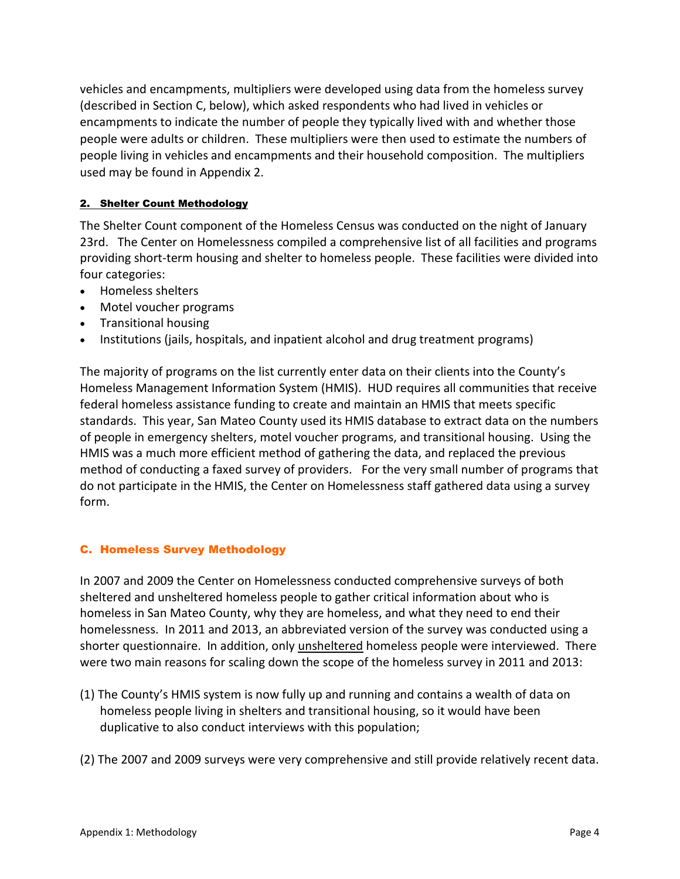vehicles and encampments, multipliers were developed using data from the homeless survey (described in Section C, below), which asked respondents who had lived in vehicles or encampments to indicate the number of people they typically lived with and whether those people were adults or children. These multipliers were then used to estimate the numbers of people living in vehicles and encampments and their household composition. The multipliers used may be found in Appendix 2.

### 2. Shelter Count Methodology

The Shelter Count component of the Homeless Census was conducted on the night of January 23rd. The Center on Homelessness compiled a comprehensive list of all facilities and programs providing short-term housing and shelter to homeless people. These facilities were divided into four categories:

- Homeless shelters
- Motel voucher programs
- Transitional housing
- Institutions (jails, hospitals, and inpatient alcohol and drug treatment programs)

The majority of programs on the list currently enter data on their clients into the County's Homeless Management Information System (HMIS). HUD requires all communities that receive federal homeless assistance funding to create and maintain an HMIS that meets specific standards. This year, San Mateo County used its HMIS database to extract data on the numbers of people in emergency shelters, motel voucher programs, and transitional housing. Using the HMIS was a much more efficient method of gathering the data, and replaced the previous method of conducting a faxed survey of providers. For the very small number of programs that do not participate in the HMIS, the Center on Homelessness staff gathered data using a survey form.

## C. Homeless Survey Methodology

In 2007 and 2009 the Center on Homelessness conducted comprehensive surveys of both sheltered and unsheltered homeless people to gather critical information about who is homeless in San Mateo County, why they are homeless, and what they need to end their homelessness. In 2011 and 2013, an abbreviated version of the survey was conducted using a shorter questionnaire. In addition, only unsheltered homeless people were interviewed. There were two main reasons for scaling down the scope of the homeless survey in 2011 and 2013:

(1) The County's HMIS system is now fully up and running and contains a wealth of data on homeless people living in shelters and transitional housing, so it would have been duplicative to also conduct interviews with this population;

(2) The 2007 and 2009 surveys were very comprehensive and still provide relatively recent data.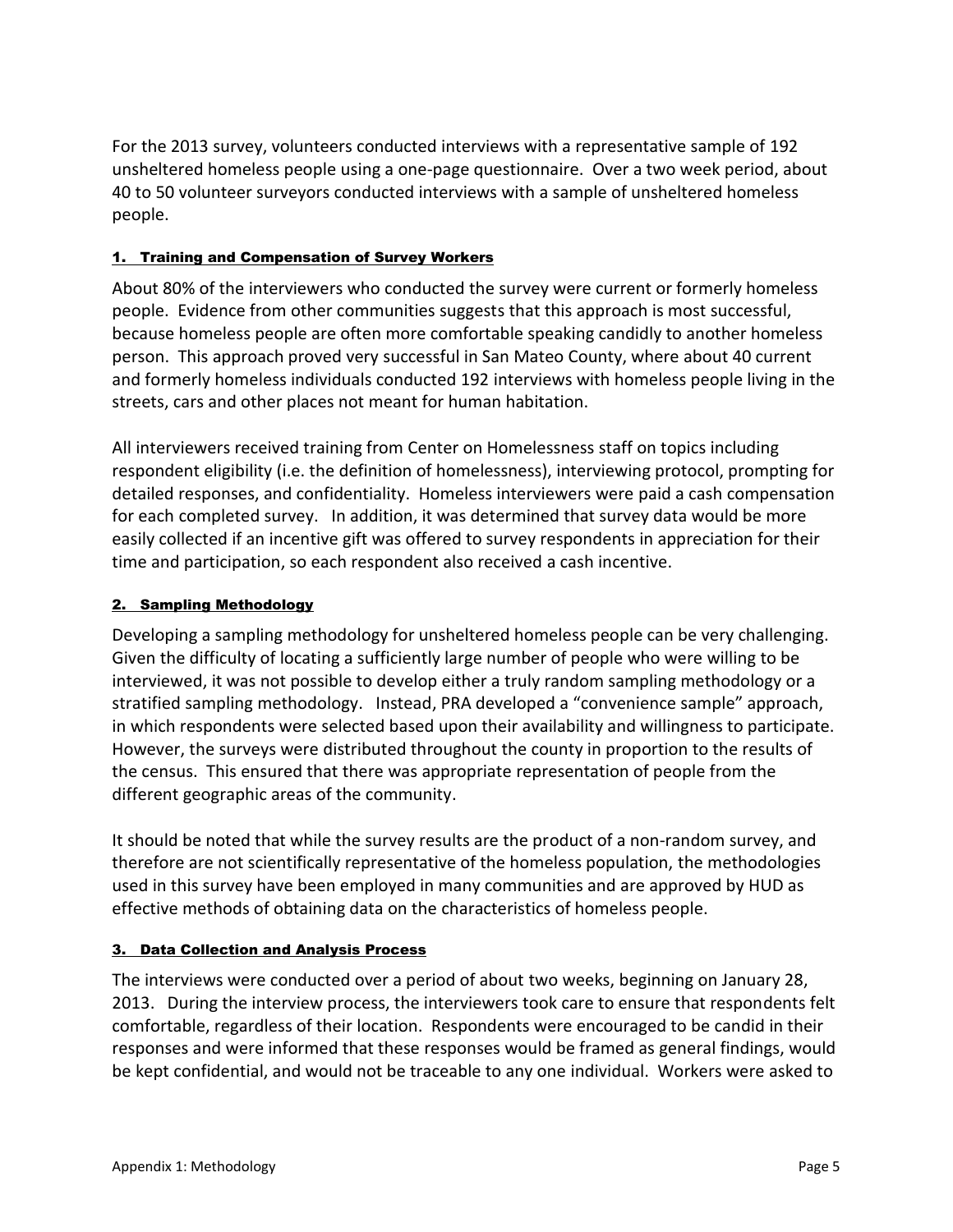For the 2013 survey, volunteers conducted interviews with a representative sample of 192 unsheltered homeless people using a one-page questionnaire. Over a two week period, about 40 to 50 volunteer surveyors conducted interviews with a sample of unsheltered homeless people.

### 1. Training and Compensation of Survey Workers

About 80% of the interviewers who conducted the survey were current or formerly homeless people. Evidence from other communities suggests that this approach is most successful, because homeless people are often more comfortable speaking candidly to another homeless person. This approach proved very successful in San Mateo County, where about 40 current and formerly homeless individuals conducted 192 interviews with homeless people living in the streets, cars and other places not meant for human habitation.

All interviewers received training from Center on Homelessness staff on topics including respondent eligibility (i.e. the definition of homelessness), interviewing protocol, prompting for detailed responses, and confidentiality. Homeless interviewers were paid a cash compensation for each completed survey. In addition, it was determined that survey data would be more easily collected if an incentive gift was offered to survey respondents in appreciation for their time and participation, so each respondent also received a cash incentive.

### 2. Sampling Methodology

Developing a sampling methodology for unsheltered homeless people can be very challenging. Given the difficulty of locating a sufficiently large number of people who were willing to be interviewed, it was not possible to develop either a truly random sampling methodology or a stratified sampling methodology. Instead, PRA developed a "convenience sample" approach, in which respondents were selected based upon their availability and willingness to participate. However, the surveys were distributed throughout the county in proportion to the results of the census. This ensured that there was appropriate representation of people from the different geographic areas of the community.

It should be noted that while the survey results are the product of a non-random survey, and therefore are not scientifically representative of the homeless population, the methodologies used in this survey have been employed in many communities and are approved by HUD as effective methods of obtaining data on the characteristics of homeless people.

### 3. Data Collection and Analysis Process

The interviews were conducted over a period of about two weeks, beginning on January 28, 2013. During the interview process, the interviewers took care to ensure that respondents felt comfortable, regardless of their location. Respondents were encouraged to be candid in their responses and were informed that these responses would be framed as general findings, would be kept confidential, and would not be traceable to any one individual. Workers were asked to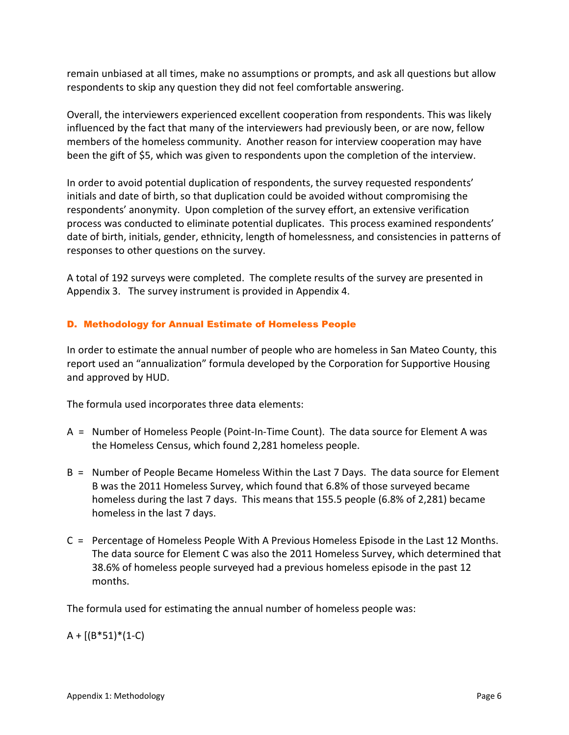remain unbiased at all times, make no assumptions or prompts, and ask all questions but allow respondents to skip any question they did not feel comfortable answering.

Overall, the interviewers experienced excellent cooperation from respondents. This was likely influenced by the fact that many of the interviewers had previously been, or are now, fellow members of the homeless community. Another reason for interview cooperation may have been the gift of $5, which was given to respondents upon the completion of the interview.

In order to avoid potential duplication of respondents, the survey requested respondents' initials and date of birth, so that duplication could be avoided without compromising the respondents' anonymity. Upon completion of the survey effort, an extensive verification process was conducted to eliminate potential duplicates. This process examined respondents' date of birth, initials, gender, ethnicity, length of homelessness, and consistencies in patterns of responses to other questions on the survey.

A total of 192 surveys were completed. The complete results of the survey are presented in Appendix 3. The survey instrument is provided in Appendix 4.

### D. Methodology for Annual Estimate of Homeless People

In order to estimate the annual number of people who are homeless in San Mateo County, this report used an "annualization" formula developed by the Corporation for Supportive Housing and approved by HUD.

The formula used incorporates three data elements:

- A = Number of Homeless People (Point-In-Time Count). The data source for Element A was the Homeless Census, which found 2,281 homeless people.
- B = Number of People Became Homeless Within the Last 7 Days. The data source for Element B was the 2011 Homeless Survey, which found that 6.8% of those surveyed became homeless during the last 7 days. This means that 155.5 people (6.8% of 2,281) became homeless in the last 7 days.
- C = Percentage of Homeless People With A Previous Homeless Episode in the Last 12 Months. The data source for Element C was also the 2011 Homeless Survey, which determined that 38.6% of homeless people surveyed had a previous homeless episode in the past 12 months.

The formula used for estimating the annual number of homeless people was:

$A + [(B*51)*(1-C)$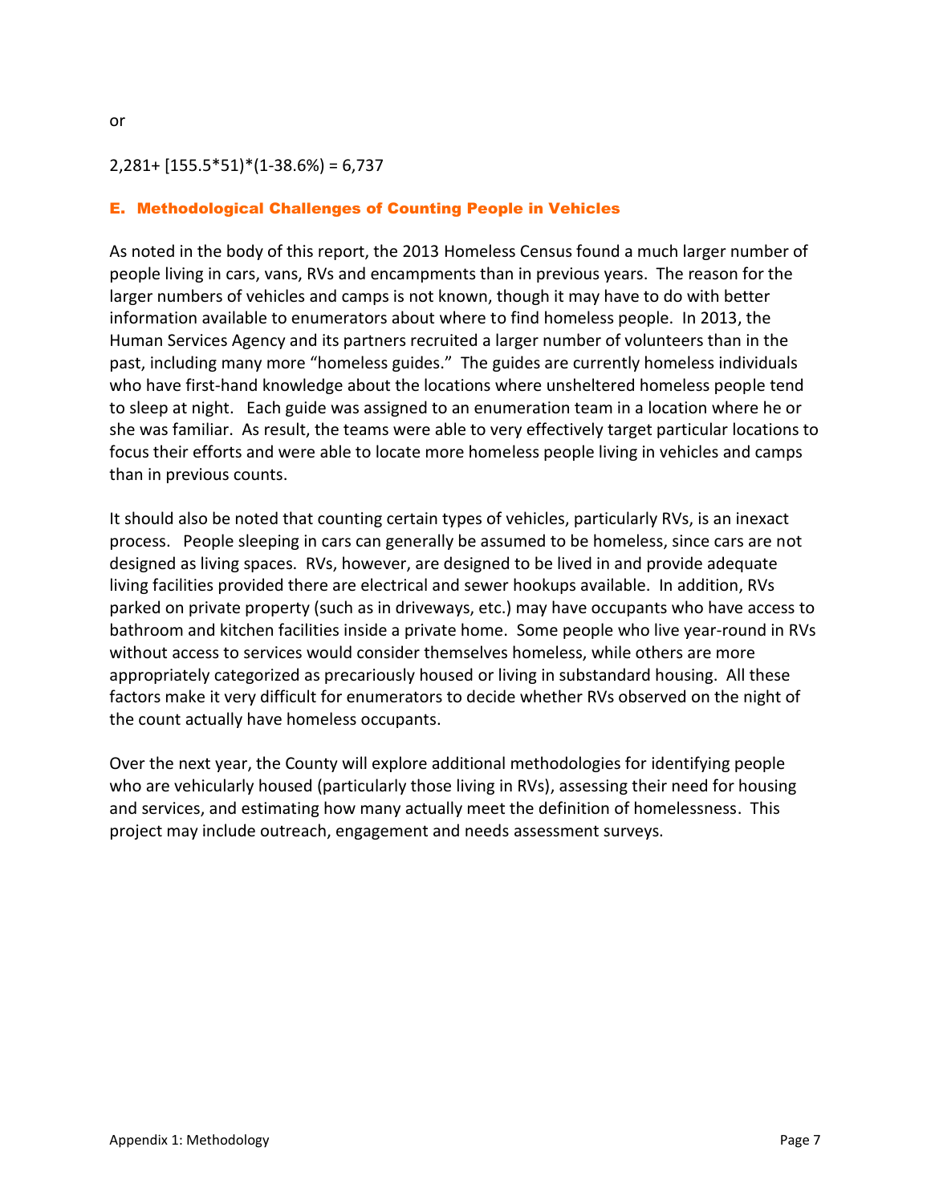or

$2{,}281 + [155.5*51]*(1-38.6\%) = 6{,}737$

## E. Methodological Challenges of Counting People in Vehicles

As noted in the body of this report, the 2013 Homeless Census found a much larger number of people living in cars, vans, RVs and encampments than in previous years. The reason for the larger numbers of vehicles and camps is not known, though it may have to do with better information available to enumerators about where to find homeless people. In 2013, the Human Services Agency and its partners recruited a larger number of volunteers than in the past, including many more "homeless guides." The guides are currently homeless individuals who have first-hand knowledge about the locations where unsheltered homeless people tend to sleep at night. Each guide was assigned to an enumeration team in a location where he or she was familiar. As result, the teams were able to very effectively target particular locations to focus their efforts and were able to locate more homeless people living in vehicles and camps than in previous counts.

It should also be noted that counting certain types of vehicles, particularly RVs, is an inexact process. People sleeping in cars can generally be assumed to be homeless, since cars are not designed as living spaces. RVs, however, are designed to be lived in and provide adequate living facilities provided there are electrical and sewer hookups available. In addition, RVs parked on private property (such as in driveways, etc.) may have occupants who have access to bathroom and kitchen facilities inside a private home. Some people who live year-round in RVs without access to services would consider themselves homeless, while others are more appropriately categorized as precariously housed or living in substandard housing. All these factors make it very difficult for enumerators to decide whether RVs observed on the night of the count actually have homeless occupants.

Over the next year, the County will explore additional methodologies for identifying people who are vehicularly housed (particularly those living in RVs), assessing their need for housing and services, and estimating how many actually meet the definition of homelessness. This project may include outreach, engagement and needs assessment surveys.